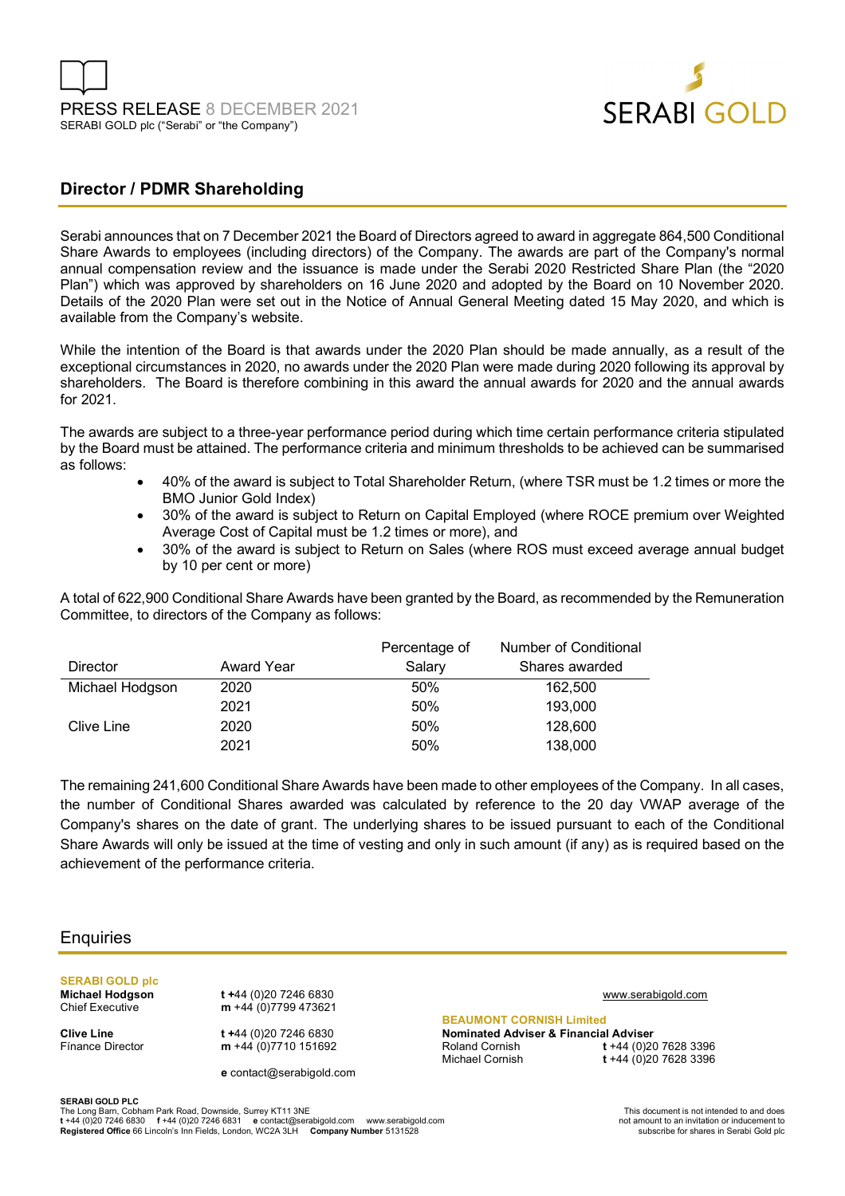PRESS RELEASE 8 DECEMBER 2021
SERABI GOLD plc ("Serabi" or "the Company")

SERABI GOLD

## Director / PDMR Shareholding

Serabi announces that on 7 December 2021 the Board of Directors agreed to award in aggregate 864,500 Conditional Share Awards to employees (including directors) of the Company. The awards are part of the Company's normal annual compensation review and the issuance is made under the Serabi 2020 Restricted Share Plan (the "2020 Plan") which was approved by shareholders on 16 June 2020 and adopted by the Board on 10 November 2020. Details of the 2020 Plan were set out in the Notice of Annual General Meeting dated 15 May 2020, and which is available from the Company's website.

While the intention of the Board is that awards under the 2020 Plan should be made annually, as a result of the exceptional circumstances in 2020, no awards under the 2020 Plan were made during 2020 following its approval by shareholders. The Board is therefore combining in this award the annual awards for 2020 and the annual awards for 2021.

The awards are subject to a three-year performance period during which time certain performance criteria stipulated by the Board must be attained. The performance criteria and minimum thresholds to be achieved can be summarised as follows:

- 40% of the award is subject to Total Shareholder Return, (where TSR must be 1.2 times or more the BMO Junior Gold Index)
- 30% of the award is subject to Return on Capital Employed (where ROCE premium over Weighted Average Cost of Capital must be 1.2 times or more), and
- 30% of the award is subject to Return on Sales (where ROS must exceed average annual budget by 10 per cent or more)

A total of 622,900 Conditional Share Awards have been granted by the Board, as recommended by the Remuneration Committee, to directors of the Company as follows:

| Director | Award Year | Percentage of Salary | Number of Conditional Shares awarded |
|---|---|---|---|
| Michael Hodgson | 2020 | 50% | 162,500 |
| | 2021 | 50% | 193,000 |
| Clive Line | 2020 | 50% | 128,600 |
| | 2021 | 50% | 138,000 |

The remaining 241,600 Conditional Share Awards have been made to other employees of the Company. In all cases, the number of Conditional Shares awarded was calculated by reference to the 20 day VWAP average of the Company's shares on the date of grant. The underlying shares to be issued pursuant to each of the Conditional Share Awards will only be issued at the time of vesting and only in such amount (if any) as is required based on the achievement of the performance criteria.

## Enquiries

**SERABI GOLD plc**

**Michael Hodgson**
Chief Executive
**t** +44 (0)20 7246 6830
**m** +44 (0)7799 473621

**Clive Line**
Finance Director
**t** +44 (0)20 7246 6830
**m** +44 (0)7710 151692

**e** contact@serabigold.com

www.serabigold.com

**BEAUMONT CORNISH Limited**
**Nominated Adviser & Financial Adviser**
Roland Cornish **t** +44 (0)20 7628 3396
Michael Cornish **t** +44 (0)20 7628 3396

**SERABI GOLD PLC**
The Long Barn, Cobham Park Road, Downside, Surrey KT11 3NE
**t** +44 (0)20 7246 6830 **f** +44 (0)20 7246 6831 **e** contact@serabigold.com www.serabigold.com
**Registered Office** 66 Lincoln's Inn Fields, London, WC2A 3LH **Company Number** 5131528

This document is not intended to and does not amount to an invitation or inducement to subscribe for shares in Serabi Gold plc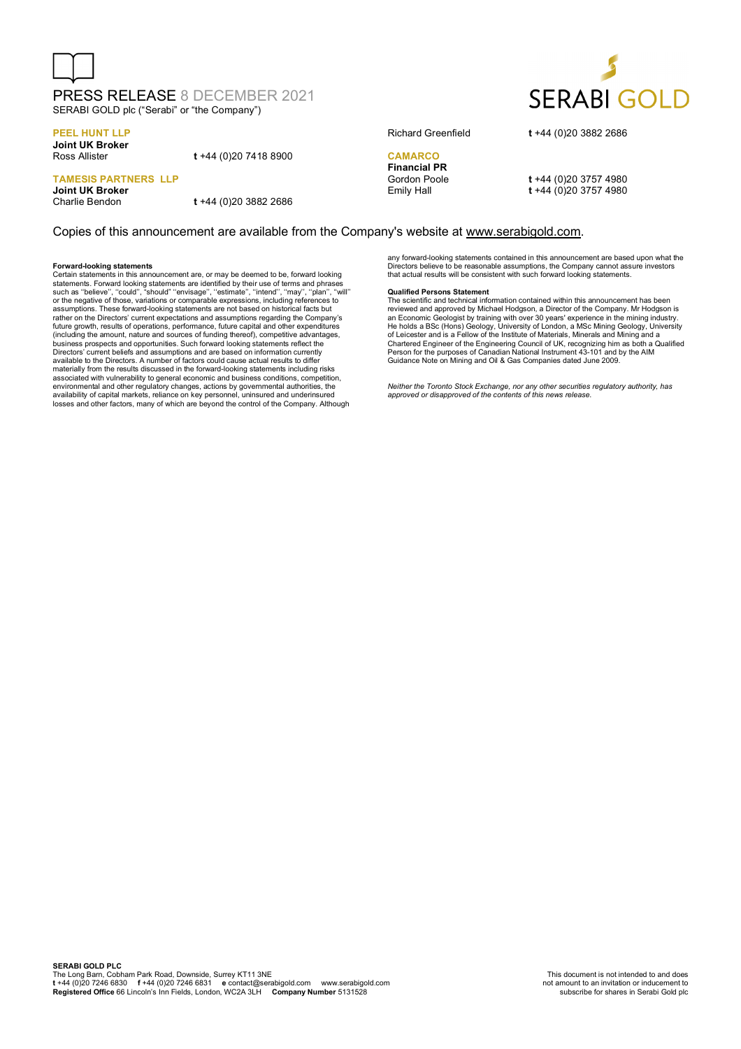PRESS RELEASE 8 DECEMBER 2021

SERABI GOLD plc ("Serabi" or "the Company")

**PEEL HUNT LLP**
**Joint UK Broker**
Ross Allister t +44 (0)20 7418 8900

**TAMESIS PARTNERS LLP**
**Joint UK Broker**
Charlie Bendon t +44 (0)20 3882 2686
Richard Greenfield t +44 (0)20 3882 2686

**CAMARCO**
**Financial PR**
Gordon Poole t +44 (0)20 3757 4980
Emily Hall t +44 (0)20 3757 4980

Copies of this announcement are available from the Company's website at www.serabigold.com.

**Forward-looking statements**

Certain statements in this announcement are, or may be deemed to be, forward looking statements. Forward looking statements are identified by their use of terms and phrases such as ''believe'', ''could'', "should" ''envisage'', ''estimate'', ''intend'', ''may'', ''plan'', ''will'' or the negative of those, variations or comparable expressions, including references to assumptions. These forward-looking statements are not based on historical facts but rather on the Directors' current expectations and assumptions regarding the Company's future growth, results of operations, performance, future capital and other expenditures (including the amount, nature and sources of funding thereof), competitive advantages, business prospects and opportunities. Such forward looking statements reflect the Directors' current beliefs and assumptions and are based on information currently available to the Directors. A number of factors could cause actual results to differ materially from the results discussed in the forward-looking statements including risks associated with vulnerability to general economic and business conditions, competition, environmental and other regulatory changes, actions by governmental authorities, the availability of capital markets, reliance on key personnel, uninsured and underinsured losses and other factors, many of which are beyond the control of the Company. Although any forward-looking statements contained in this announcement are based upon what the Directors believe to be reasonable assumptions, the Company cannot assure investors that actual results will be consistent with such forward looking statements.

**Qualified Persons Statement**

The scientific and technical information contained within this announcement has been reviewed and approved by Michael Hodgson, a Director of the Company. Mr Hodgson is an Economic Geologist by training with over 30 years' experience in the mining industry. He holds a BSc (Hons) Geology, University of London, a MSc Mining Geology, University of Leicester and is a Fellow of the Institute of Materials, Minerals and Mining and a Chartered Engineer of the Engineering Council of UK, recognizing him as both a Qualified Person for the purposes of Canadian National Instrument 43-101 and by the AIM Guidance Note on Mining and Oil & Gas Companies dated June 2009.

*Neither the Toronto Stock Exchange, nor any other securities regulatory authority, has approved or disapproved of the contents of this news release.*

**SERABI GOLD PLC**
The Long Barn, Cobham Park Road, Downside, Surrey KT11 3NE
**t** +44 (0)20 7246 6830 **f** +44 (0)20 7246 6831 **e** contact@serabigold.com www.serabigold.com
**Registered Office** 66 Lincoln's Inn Fields, London, WC2A 3LH **Company Number** 5131528

This document is not intended to and does not amount to an invitation or inducement to subscribe for shares in Serabi Gold plc